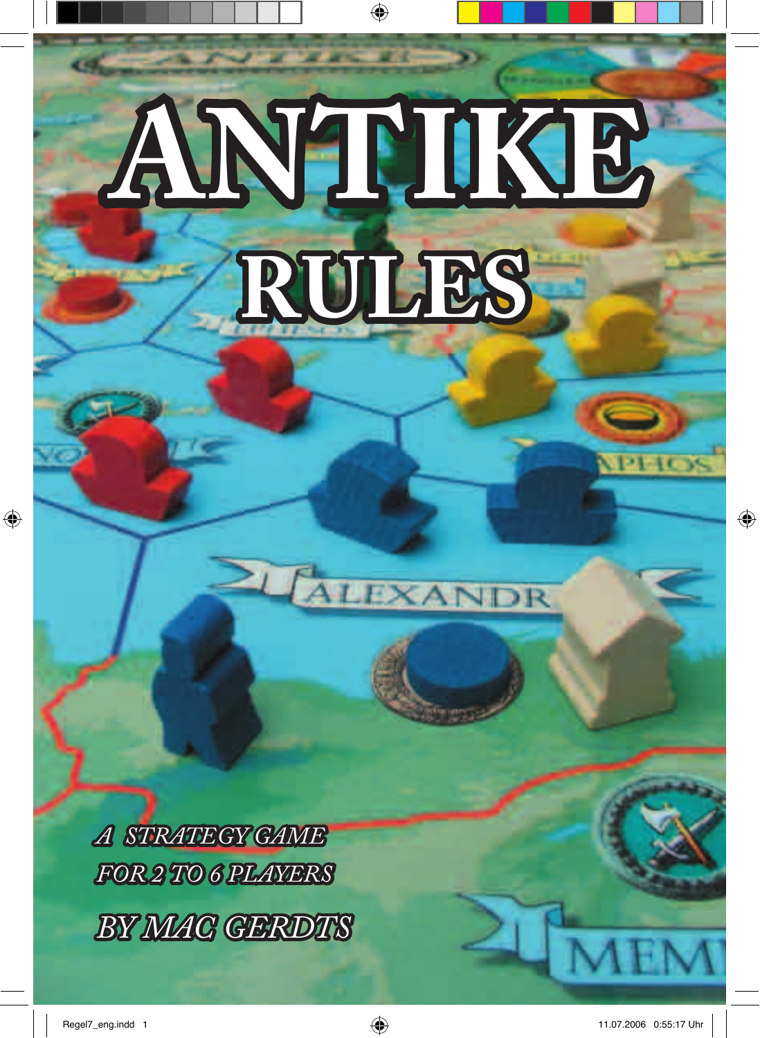# ANTIKE

## RULES

*A STRATEGY GAME*
*FOR 2 TO 6 PLAYERS*

*BY MAC GERDTS*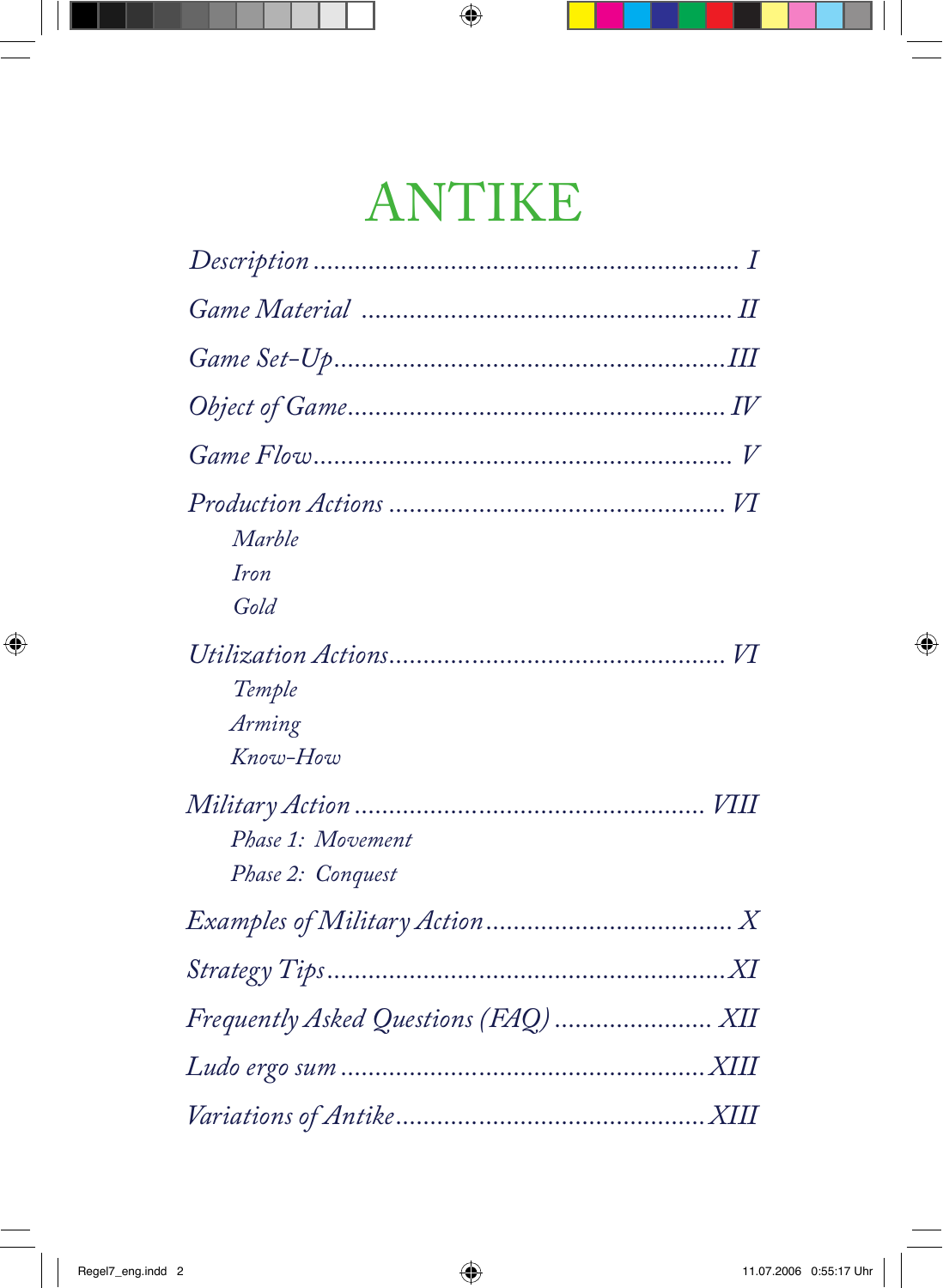# ANTIKE

*Description* ............................................................ I

*Game Material* ..................................................... II

*Game Set-Up*........................................................III

*Object of Game*...................................................... IV

*Game Flow*............................................................ V

*Production Actions* ................................................ VI

- *Marble*
- *Iron*
- *Gold*

*Utilization Actions*................................................ VI

- *Temple*
- *Arming*
- *Know-How*

*Military Action* .................................................. VIII

- *Phase 1: Movement*
- *Phase 2: Conquest*

*Examples of Military Action*.................................... X

*Strategy Tips*.........................................................XI

*Frequently Asked Questions (FAQ)* ....................... XII

*Ludo ergo sum* ....................................................XIII

*Variations of Antike*............................................XIII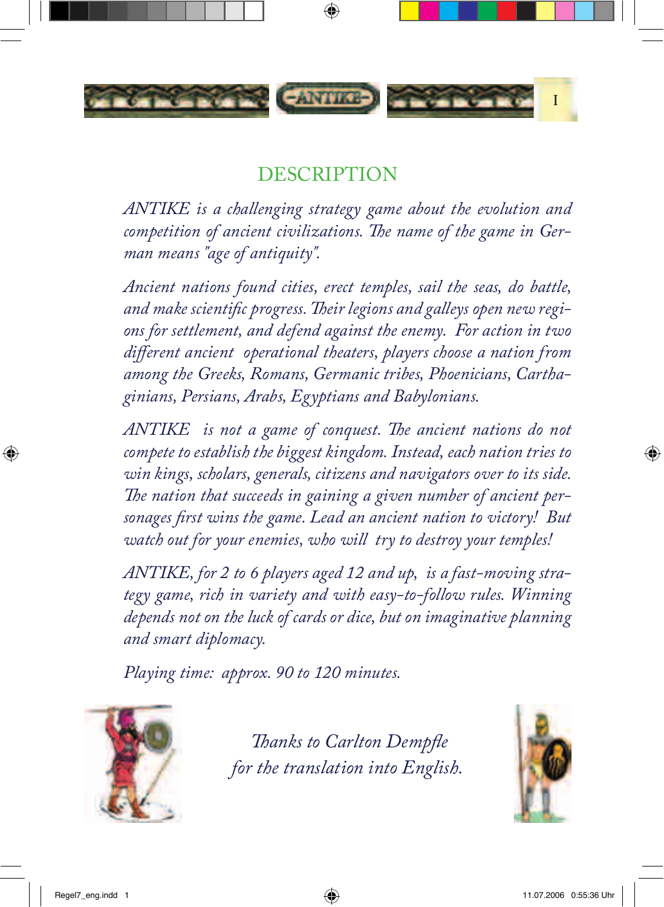# DESCRIPTION

*ANTIKE is a challenging strategy game about the evolution and competition of ancient civilizations. The name of the game in German means "age of antiquity".*

*Ancient nations found cities, erect temples, sail the seas, do battle, and make scientific progress. Their legions and galleys open new regions for settlement, and defend against the enemy. For action in two different ancient operational theaters, players choose a nation from among the Greeks, Romans, Germanic tribes, Phoenicians, Carthaginians, Persians, Arabs, Egyptians and Babylonians.*

*ANTIKE is not a game of conquest. The ancient nations do not compete to establish the biggest kingdom. Instead, each nation tries to win kings, scholars, generals, citizens and navigators over to its side. The nation that succeeds in gaining a given number of ancient personages first wins the game. Lead an ancient nation to victory! But watch out for your enemies, who will try to destroy your temples!*

*ANTIKE, for 2 to 6 players aged 12 and up, is a fast-moving strategy game, rich in variety and with easy-to-follow rules. Winning depends not on the luck of cards or dice, but on imaginative planning and smart diplomacy.*

*Playing time: approx. 90 to 120 minutes.*

*Thanks to Carlton Dempfle for the translation into English.*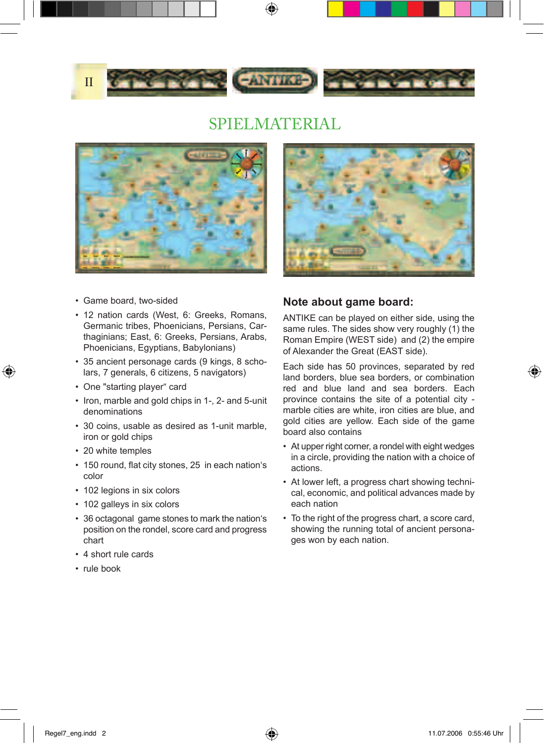## SPIELMATERIAL

- Game board, two-sided
- 12 nation cards (West, 6: Greeks, Romans, Germanic tribes, Phoenicians, Persians, Carthaginians; East, 6: Greeks, Persians, Arabs, Phoenicians, Egyptians, Babylonians)
- 35 ancient personage cards (9 kings, 8 scholars, 7 generals, 6 citizens, 5 navigators)
- One "starting player“ card
- Iron, marble and gold chips in 1-, 2- and 5-unit denominations
- 30 coins, usable as desired as 1-unit marble, iron or gold chips
- 20 white temples
- 150 round, flat city stones, 25 in each nation‘s color
- 102 legions in six colors
- 102 galleys in six colors
- 36 octagonal game stones to mark the nation‘s position on the rondel, score card and progress chart
- 4 short rule cards
- rule book

### Note about game board:

ANTIKE can be played on either side, using the same rules. The sides show very roughly (1) the Roman Empire (WEST side) and (2) the empire of Alexander the Great (EAST side).

Each side has 50 provinces, separated by red land borders, blue sea borders, or combination red and blue land and sea borders. Each province contains the site of a potential city - marble cities are white, iron cities are blue, and gold cities are yellow. Each side of the game board also contains

- At upper right corner, a rondel with eight wedges in a circle, providing the nation with a choice of actions.
- At lower left, a progress chart showing technical, economic, and political advances made by each nation
- To the right of the progress chart, a score card, showing the running total of ancient personages won by each nation.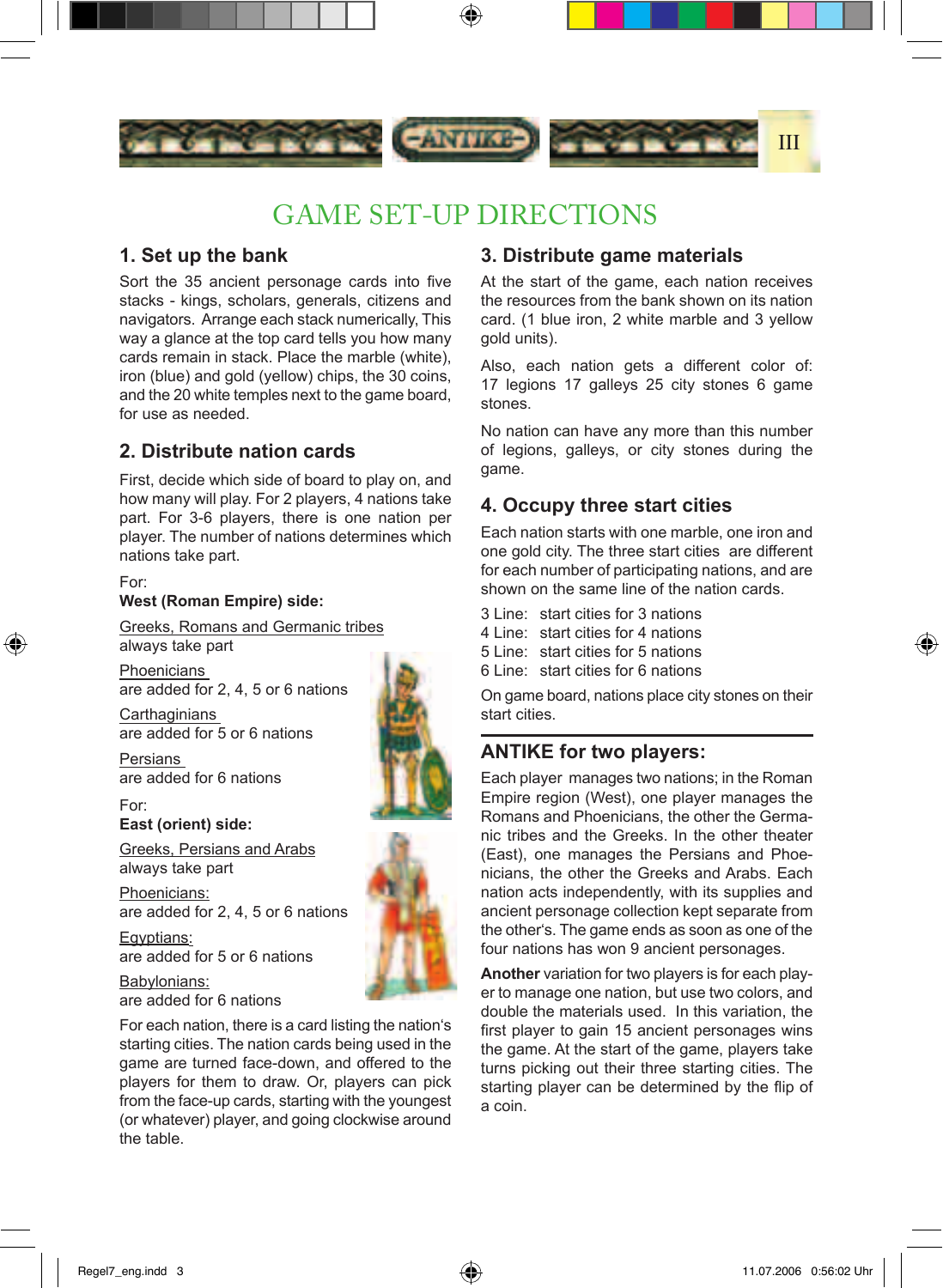# GAME SET-UP DIRECTIONS

## 1. Set up the bank

Sort the 35 ancient personage cards into five stacks - kings, scholars, generals, citizens and navigators. Arrange each stack numerically, This way a glance at the top card tells you how many cards remain in stack. Place the marble (white), iron (blue) and gold (yellow) chips, the 30 coins, and the 20 white temples next to the game board, for use as needed.

## 2. Distribute nation cards

First, decide which side of board to play on, and how many will play. For 2 players, 4 nations take part. For 3-6 players, there is one nation per player. The number of nations determines which nations take part.

For:
**West (Roman Empire) side:**

Greeks, Romans and Germanic tribes
always take part

Phoenicians
are added for 2, 4, 5 or 6 nations

Carthaginians
are added for 5 or 6 nations

Persians
are added for 6 nations

For:
**East (orient) side:**

Greeks, Persians and Arabs
always take part

Phoenicians:
are added for 2, 4, 5 or 6 nations

Egyptians:
are added for 5 or 6 nations

Babylonians:
are added for 6 nations

For each nation, there is a card listing the nation's starting cities. The nation cards being used in the game are turned face-down, and offered to the players for them to draw. Or, players can pick from the face-up cards, starting with the youngest (or whatever) player, and going clockwise around the table.

## 3. Distribute game materials

At the start of the game, each nation receives the resources from the bank shown on its nation card. (1 blue iron, 2 white marble and 3 yellow gold units).

Also, each nation gets a different color of: 17 legions 17 galleys 25 city stones 6 game stones.

No nation can have any more than this number of legions, galleys, or city stones during the game.

## 4. Occupy three start cities

Each nation starts with one marble, one iron and one gold city. The three start cities are different for each number of participating nations, and are shown on the same line of the nation cards.

3 Line: start cities for 3 nations
4 Line: start cities for 4 nations
5 Line: start cities for 5 nations
6 Line: start cities for 6 nations

On game board, nations place city stones on their start cities.

## ANTIKE for two players:

Each player manages two nations; in the Roman Empire region (West), one player manages the Romans and Phoenicians, the other the Germanic tribes and the Greeks. In the other theater (East), one manages the Persians and Phoenicians, the other the Greeks and Arabs. Each nation acts independently, with its supplies and ancient personage collection kept separate from the other's. The game ends as soon as one of the four nations has won 9 ancient personages.

**Another** variation for two players is for each player to manage one nation, but use two colors, and double the materials used. In this variation, the first player to gain 15 ancient personages wins the game. At the start of the game, players take turns picking out their three starting cities. The starting player can be determined by the flip of a coin.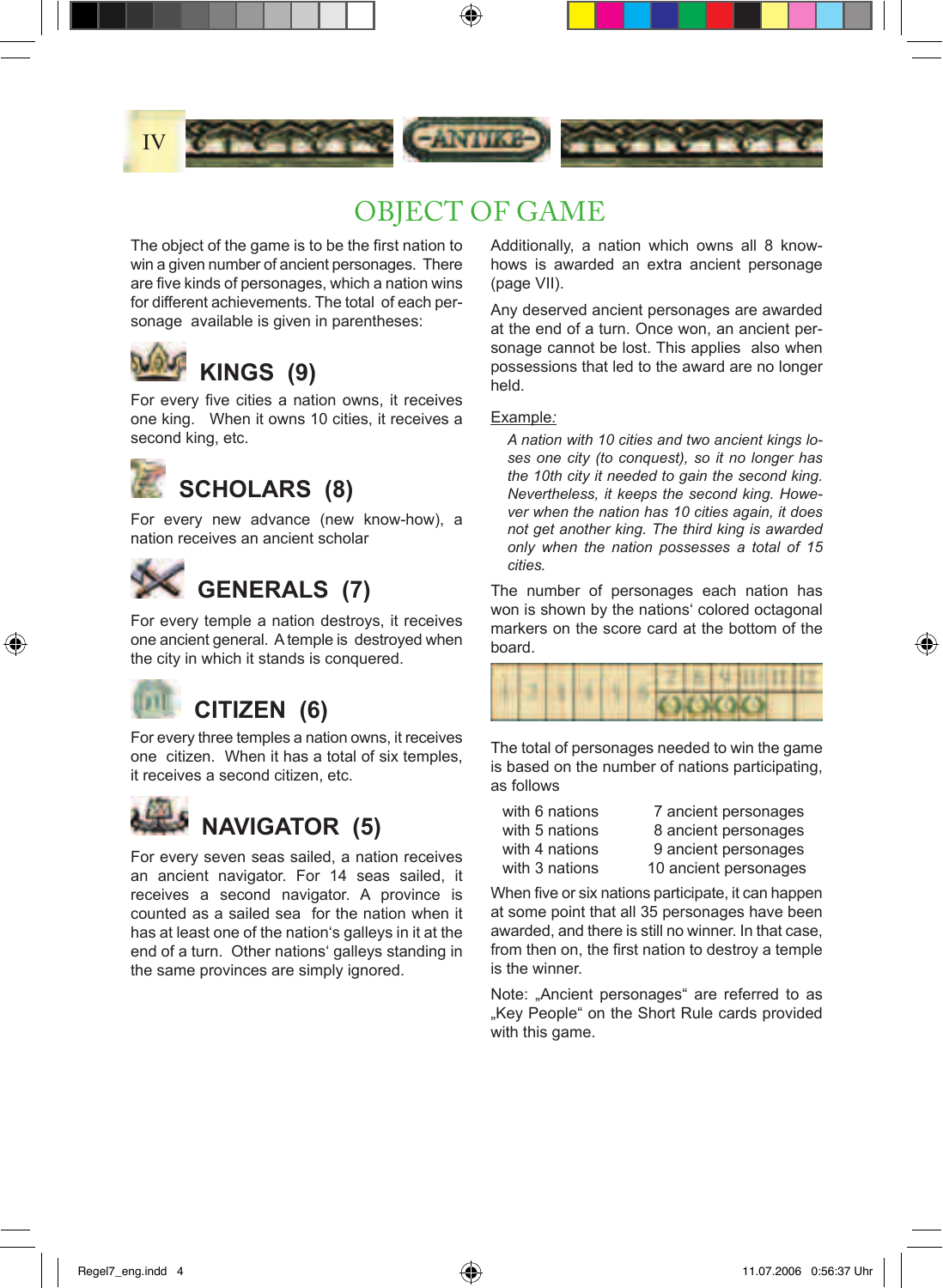# OBJECT OF GAME

The object of the game is to be the first nation to win a given number of ancient personages. There are five kinds of personages, which a nation wins for different achievements. The total of each personage available is given in parentheses:

## KINGS (9)

For every five cities a nation owns, it receives one king. When it owns 10 cities, it receives a second king, etc.

## SCHOLARS (8)

For every new advance (new know-how), a nation receives an ancient scholar

## GENERALS (7)

For every temple a nation destroys, it receives one ancient general. A temple is destroyed when the city in which it stands is conquered.

## CITIZEN (6)

For every three temples a nation owns, it receives one citizen. When it has a total of six temples, it receives a second citizen, etc.

## NAVIGATOR (5)

For every seven seas sailed, a nation receives an ancient navigator. For 14 seas sailed, it receives a second navigator. A province is counted as a sailed sea for the nation when it has at least one of the nation's galleys in it at the end of a turn. Other nations' galleys standing in the same provinces are simply ignored.

Additionally, a nation which owns all 8 know-hows is awarded an extra ancient personage (page VII).

Any deserved ancient personages are awarded at the end of a turn. Once won, an ancient personage cannot be lost. This applies also when possessions that led to the award are no longer held.

Example:

*A nation with 10 cities and two ancient kings loses one city (to conquest), so it no longer has the 10th city it needed to gain the second king. Nevertheless, it keeps the second king. However when the nation has 10 cities again, it does not get another king. The third king is awarded only when the nation possesses a total of 15 cities.*

The number of personages each nation has won is shown by the nations' colored octagonal markers on the score card at the bottom of the board.

The total of personages needed to win the game is based on the number of nations participating, as follows

| | |
|---|---|
| with 6 nations | 7 ancient personages |
| with 5 nations | 8 ancient personages |
| with 4 nations | 9 ancient personages |
| with 3 nations | 10 ancient personages |

When five or six nations participate, it can happen at some point that all 35 personages have been awarded, and there is still no winner. In that case, from then on, the first nation to destroy a temple is the winner.

Note: „Ancient personages" are referred to as „Key People" on the Short Rule cards provided with this game.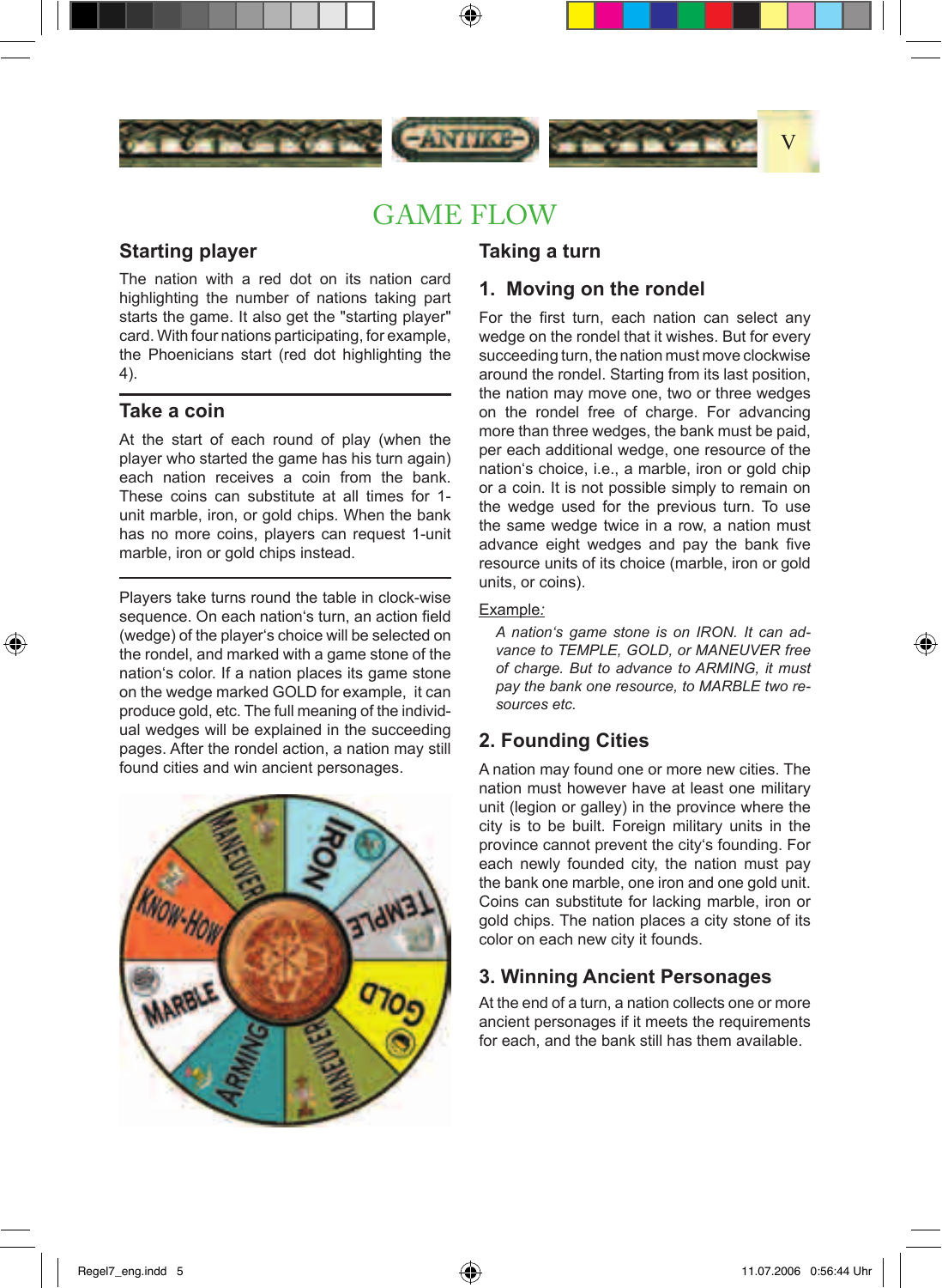# GAME FLOW

## Starting player

The nation with a red dot on its nation card highlighting the number of nations taking part starts the game. It also get the "starting player" card. With four nations participating, for example, the Phoenicians start (red dot highlighting the 4).

## Take a coin

At the start of each round of play (when the player who started the game has his turn again) each nation receives a coin from the bank. These coins can substitute at all times for 1-unit marble, iron, or gold chips. When the bank has no more coins, players can request 1-unit marble, iron or gold chips instead.

Players take turns round the table in clock-wise sequence. On each nation's turn, an action field (wedge) of the player's choice will be selected on the rondel, and marked with a game stone of the nation's color. If a nation places its game stone on the wedge marked GOLD for example, it can produce gold, etc. The full meaning of the individual wedges will be explained in the succeeding pages. After the rondel action, a nation may still found cities and win ancient personages.

## Taking a turn

### 1. Moving on the rondel

For the first turn, each nation can select any wedge on the rondel that it wishes. But for every succeeding turn, the nation must move clockwise around the rondel. Starting from its last position, the nation may move one, two or three wedges on the rondel free of charge. For advancing more than three wedges, the bank must be paid, per each additional wedge, one resource of the nation's choice, i.e., a marble, iron or gold chip or a coin. It is not possible simply to remain on the wedge used for the previous turn. To use the same wedge twice in a row, a nation must advance eight wedges and pay the bank five resource units of its choice (marble, iron or gold units, or coins).

Example:

*A nation's game stone is on IRON. It can advance to TEMPLE, GOLD, or MANEUVER free of charge. But to advance to ARMING, it must pay the bank one resource, to MARBLE two resources etc.*

### 2. Founding Cities

A nation may found one or more new cities. The nation must however have at least one military unit (legion or galley) in the province where the city is to be built. Foreign military units in the province cannot prevent the city's founding. For each newly founded city, the nation must pay the bank one marble, one iron and one gold unit. Coins can substitute for lacking marble, iron or gold chips. The nation places a city stone of its color on each new city it founds.

### 3. Winning Ancient Personages

At the end of a turn, a nation collects one or more ancient personages if it meets the requirements for each, and the bank still has them available.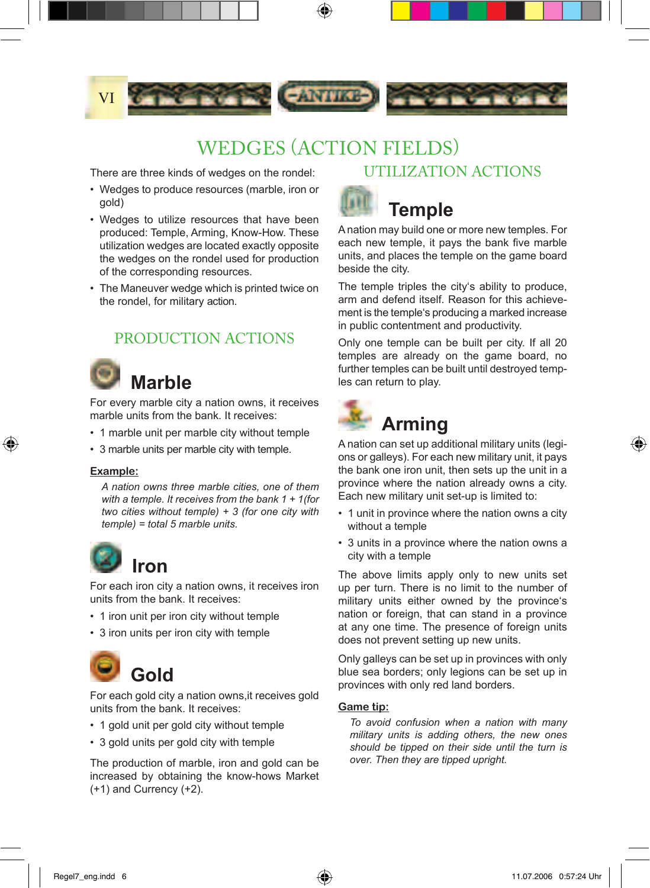# WEDGES (ACTION FIELDS)

There are three kinds of wedges on the rondel:

- Wedges to produce resources (marble, iron or gold)
- Wedges to utilize resources that have been produced: Temple, Arming, Know-How. These utilization wedges are located exactly opposite the wedges on the rondel used for production of the corresponding resources.
- The Maneuver wedge which is printed twice on the rondel, for military action.

## PRODUCTION ACTIONS

### Marble

For every marble city a nation owns, it receives marble units from the bank. It receives:

- 1 marble unit per marble city without temple
- 3 marble units per marble city with temple.

**Example:**

*A nation owns three marble cities, one of them with a temple. It receives from the bank 1 + 1(for two cities without temple) + 3 (for one city with temple) = total 5 marble units.*

### Iron

For each iron city a nation owns, it receives iron units from the bank. It receives:

- 1 iron unit per iron city without temple
- 3 iron units per iron city with temple

### Gold

For each gold city a nation owns,it receives gold units from the bank. It receives:

- 1 gold unit per gold city without temple
- 3 gold units per gold city with temple

The production of marble, iron and gold can be increased by obtaining the know-hows Market (+1) and Currency (+2).

## UTILIZATION ACTIONS

### Temple

A nation may build one or more new temples. For each new temple, it pays the bank five marble units, and places the temple on the game board beside the city.

The temple triples the city's ability to produce, arm and defend itself. Reason for this achievement is the temple's producing a marked increase in public contentment and productivity.

Only one temple can be built per city. If all 20 temples are already on the game board, no further temples can be built until destroyed temples can return to play.

### Arming

A nation can set up additional military units (legions or galleys). For each new military unit, it pays the bank one iron unit, then sets up the unit in a province where the nation already owns a city. Each new military unit set-up is limited to:

- 1 unit in province where the nation owns a city without a temple
- 3 units in a province where the nation owns a city with a temple

The above limits apply only to new units set up per turn. There is no limit to the number of military units either owned by the province's nation or foreign, that can stand in a province at any one time. The presence of foreign units does not prevent setting up new units.

Only galleys can be set up in provinces with only blue sea borders; only legions can be set up in provinces with only red land borders.

**Game tip:**

*To avoid confusion when a nation with many military units is adding others, the new ones should be tipped on their side until the turn is over. Then they are tipped upright.*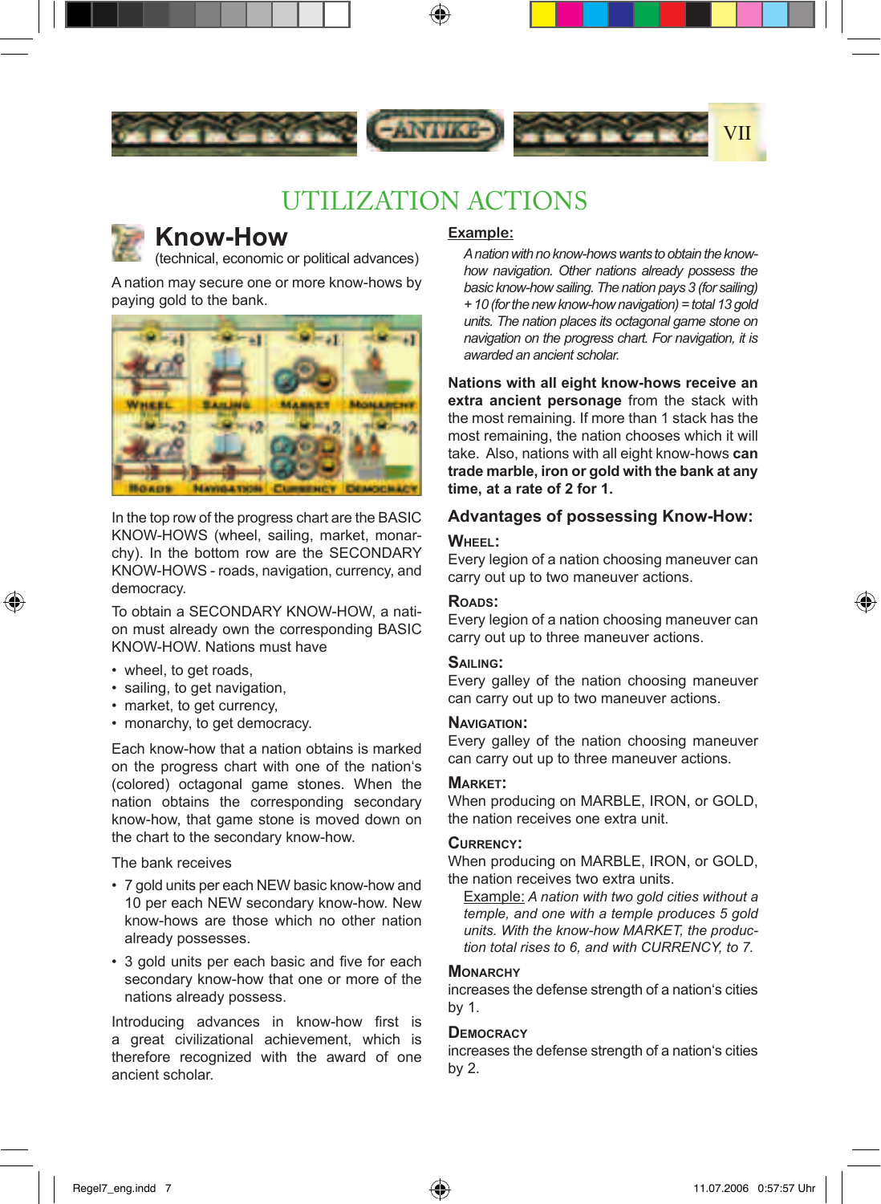# UTILIZATION ACTIONS

## Know-How

(technical, economic or political advances)

A nation may secure one or more know-hows by paying gold to the bank.

In the top row of the progress chart are the BASIC KNOW-HOWS (wheel, sailing, market, monarchy). In the bottom row are the SECONDARY KNOW-HOWS - roads, navigation, currency, and democracy.

To obtain a SECONDARY KNOW-HOW, a nation must already own the corresponding BASIC KNOW-HOW. Nations must have

- wheel, to get roads,
- sailing, to get navigation,
- market, to get currency,
- monarchy, to get democracy.

Each know-how that a nation obtains is marked on the progress chart with one of the nation's (colored) octagonal game stones. When the nation obtains the corresponding secondary know-how, that game stone is moved down on the chart to the secondary know-how.

The bank receives

- 7 gold units per each NEW basic know-how and 10 per each NEW secondary know-how. New know-hows are those which no other nation already possesses.
- 3 gold units per each basic and five for each secondary know-how that one or more of the nations already possess.

Introducing advances in know-how first is a great civilizational achievement, which is therefore recognized with the award of one ancient scholar.

<u>Example:</u>

*A nation with no know-hows wants to obtain the know-how navigation. Other nations already possess the basic know-how sailing. The nation pays 3 (for sailing) + 10 (for the new know-how navigation) = total 13 gold units. The nation places its octagonal game stone on navigation on the progress chart. For navigation, it is awarded an ancient scholar.*

**Nations with all eight know-hows receive an extra ancient personage** from the stack with the most remaining. If more than 1 stack has the most remaining, the nation chooses which it will take. Also, nations with all eight know-hows **can trade marble, iron or gold with the bank at any time, at a rate of 2 for 1.**

### Advantages of possessing Know-How:

**Wheel:**
Every legion of a nation choosing maneuver can carry out up to two maneuver actions.

**Roads:**
Every legion of a nation choosing maneuver can carry out up to three maneuver actions.

**Sailing:**
Every galley of the nation choosing maneuver can carry out up to two maneuver actions.

**Navigation:**
Every galley of the nation choosing maneuver can carry out up to three maneuver actions.

**Market:**
When producing on MARBLE, IRON, or GOLD, the nation receives one extra unit.

**Currency:**
When producing on MARBLE, IRON, or GOLD, the nation receives two extra units.

<u>Example:</u> *A nation with two gold cities without a temple, and one with a temple produces 5 gold units. With the know-how MARKET, the production total rises to 6, and with CURRENCY, to 7.*

**Monarchy**
increases the defense strength of a nation's cities by 1.

**Democracy**
increases the defense strength of a nation's cities by 2.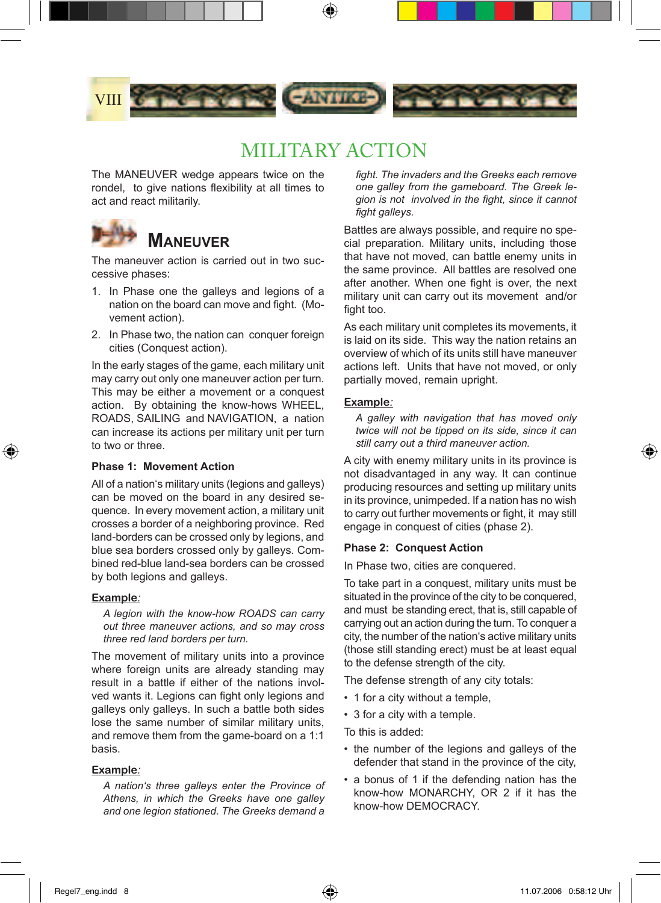# MILITARY ACTION

The MANEUVER wedge appears twice on the rondel, to give nations flexibility at all times to act and react militarily.

## MANEUVER

The maneuver action is carried out in two successive phases:

1. In Phase one the galleys and legions of a nation on the board can move and fight. (Movement action).
2. In Phase two, the nation can conquer foreign cities (Conquest action).

In the early stages of the game, each military unit may carry out only one maneuver action per turn. This may be either a movement or a conquest action. By obtaining the know-hows WHEEL, ROADS, SAILING and NAVIGATION, a nation can increase its actions per military unit per turn to two or three.

### Phase 1: Movement Action

All of a nation's military units (legions and galleys) can be moved on the board in any desired sequence. In every movement action, a military unit crosses a border of a neighboring province. Red land-borders can be crossed only by legions, and blue sea borders crossed only by galleys. Combined red-blue land-sea borders can be crossed by both legions and galleys.

**Example**:

*A legion with the know-how ROADS can carry out three maneuver actions, and so may cross three red land borders per turn.*

The movement of military units into a province where foreign units are already standing may result in a battle if either of the nations involved wants it. Legions can fight only legions and galleys only galleys. In such a battle both sides lose the same number of similar military units, and remove them from the game-board on a 1:1 basis.

**Example**:

*A nation's three galleys enter the Province of Athens, in which the Greeks have one galley and one legion stationed. The Greeks demand a fight. The invaders and the Greeks each remove one galley from the gameboard. The Greek legion is not involved in the fight, since it cannot fight galleys.*

Battles are always possible, and require no special preparation. Military units, including those that have not moved, can battle enemy units in the same province. All battles are resolved one after another. When one fight is over, the next military unit can carry out its movement and/or fight too.

As each military unit completes its movements, it is laid on its side. This way the nation retains an overview of which of its units still have maneuver actions left. Units that have not moved, or only partially moved, remain upright.

**Example**:

*A galley with navigation that has moved only twice will not be tipped on its side, since it can still carry out a third maneuver action.*

A city with enemy military units in its province is not disadvantaged in any way. It can continue producing resources and setting up military units in its province, unimpeded. If a nation has no wish to carry out further movements or fight, it may still engage in conquest of cities (phase 2).

### Phase 2: Conquest Action

In Phase two, cities are conquered.

To take part in a conquest, military units must be situated in the province of the city to be conquered, and must be standing erect, that is, still capable of carrying out an action during the turn. To conquer a city, the number of the nation's active military units (those still standing erect) must be at least equal to the defense strength of the city.

The defense strength of any city totals:

- 1 for a city without a temple,
- 3 for a city with a temple.

To this is added:

- the number of the legions and galleys of the defender that stand in the province of the city,
- a bonus of 1 if the defending nation has the know-how MONARCHY, OR 2 if it has the know-how DEMOCRACY.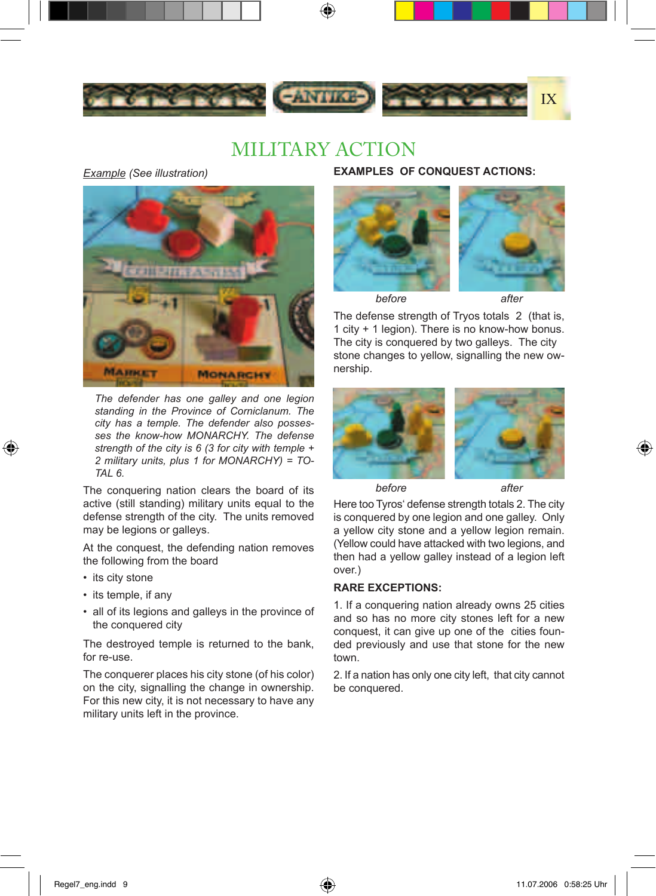# MILITARY ACTION

*Example* (See illustration)

*The defender has one galley and one legion standing in the Province of Corniclanum. The city has a temple. The defender also possesses the know-how MONARCHY. The defense strength of the city is 6 (3 for city with temple + 2 military units, plus 1 for MONARCHY) = TOTAL 6.*

The conquering nation clears the board of its active (still standing) military units equal to the defense strength of the city. The units removed may be legions or galleys.

At the conquest, the defending nation removes the following from the board

- its city stone
- its temple, if any
- all of its legions and galleys in the province of the conquered city

The destroyed temple is returned to the bank, for re-use.

The conquerer places his city stone (of his color) on the city, signalling the change in ownership. For this new city, it is not necessary to have any military units left in the province.

**EXAMPLES OF CONQUEST ACTIONS:**

*before* *after*

The defense strength of Tryos totals 2 (that is, 1 city + 1 legion). There is no know-how bonus. The city is conquered by two galleys. The city stone changes to yellow, signalling the new ownership.

*before* *after*

Here too Tyros' defense strength totals 2. The city is conquered by one legion and one galley. Only a yellow city stone and a yellow legion remain. (Yellow could have attacked with two legions, and then had a yellow galley instead of a legion left over.)

**RARE EXCEPTIONS:**

1. If a conquering nation already owns 25 cities and so has no more city stones left for a new conquest, it can give up one of the cities founded previously and use that stone for the new town.

2. If a nation has only one city left, that city cannot be conquered.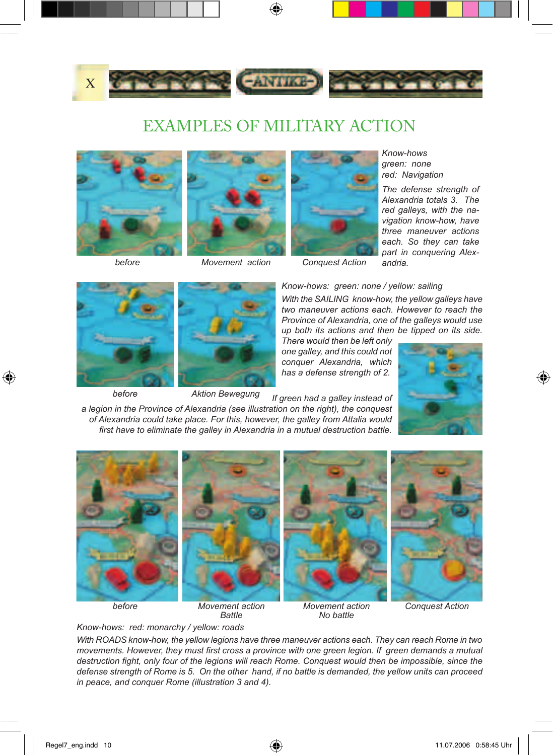# EXAMPLES OF MILITARY ACTION

before — Movement action — Conquest Action

*Know-hows*
*green: none*
*red: Navigation*

*The defense strength of Alexandria totals 3. The red galleys, with the navigation know-how, have three maneuver actions each. So they can take part in conquering Alexandria.*

before — Aktion Bewegung

*Know-hows: green: none / yellow: sailing*

*With the SAILING know-how, the yellow galleys have two maneuver actions each. However to reach the Province of Alexandria, one of the galleys would use up both its actions and then be tipped on its side. There would then be left only one galley, and this could not conquer Alexandria, which has a defense strength of 2.*

*If green had a galley instead of a legion in the Province of Alexandria (see illustration on the right), the conquest of Alexandria could take place. For this, however, the galley from Attalia would first have to eliminate the galley in Alexandria in a mutual destruction battle.*

before — Movement action Battle — Movement action No battle — Conquest Action

*Know-hows: red: monarchy / yellow: roads*

*With ROADS know-how, the yellow legions have three maneuver actions each. They can reach Rome in two movements. However, they must first cross a province with one green legion. If green demands a mutual destruction fight, only four of the legions will reach Rome. Conquest would then be impossible, since the defense strength of Rome is 5. On the other hand, if no battle is demanded, the yellow units can proceed in peace, and conquer Rome (illustration 3 and 4).*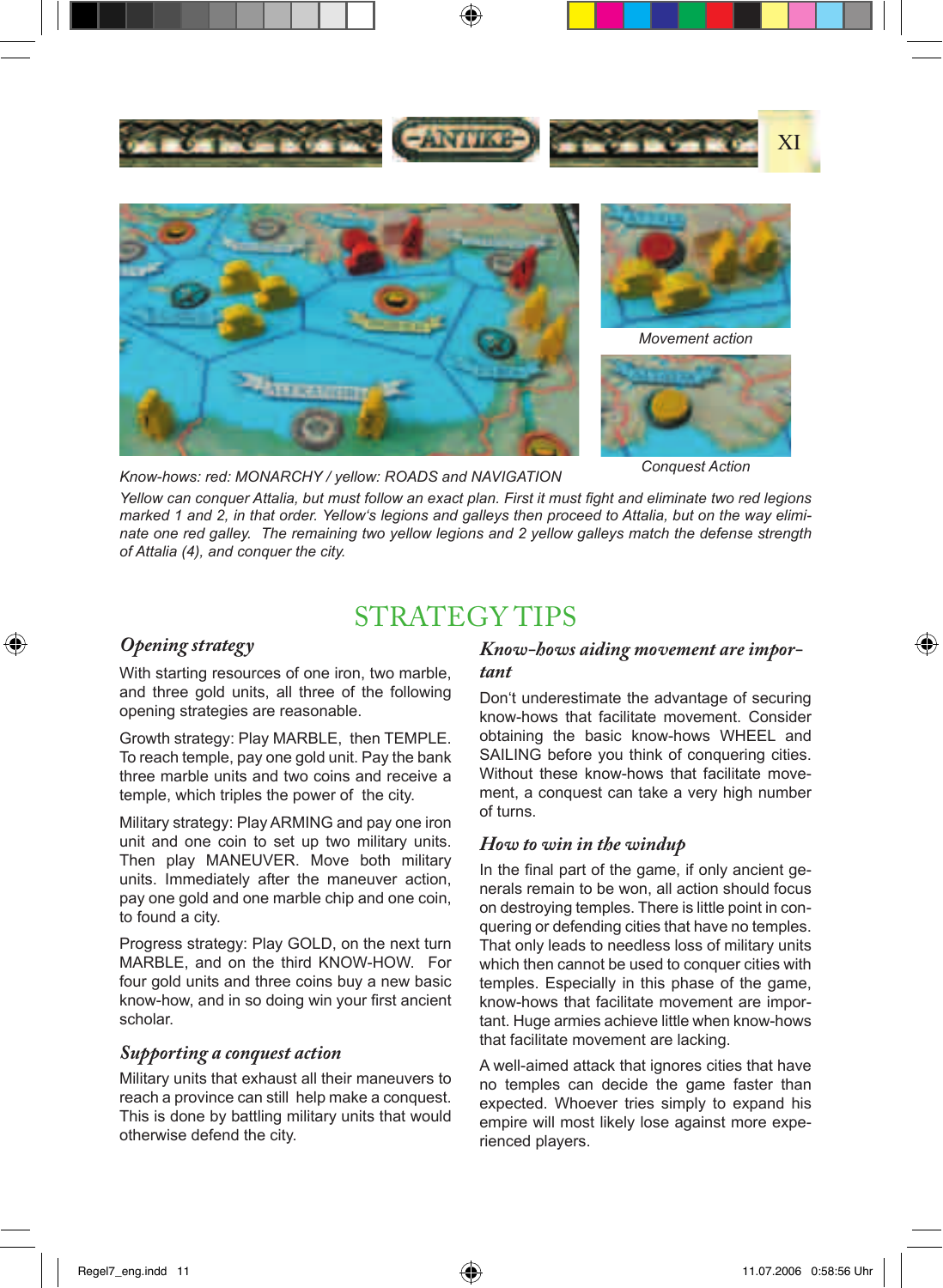Movement action

Conquest Action

Know-hows: red: MONARCHY / yellow: ROADS and NAVIGATION

*Yellow can conquer Attalia, but must follow an exact plan. First it must fight and eliminate two red legions marked 1 and 2, in that order. Yellow's legions and galleys then proceed to Attalia, but on the way eliminate one red galley. The remaining two yellow legions and 2 yellow galleys match the defense strength of Attalia (4), and conquer the city.*

# STRATEGY TIPS

## Opening strategy

With starting resources of one iron, two marble, and three gold units, all three of the following opening strategies are reasonable.

Growth strategy: Play MARBLE, then TEMPLE. To reach temple, pay one gold unit. Pay the bank three marble units and two coins and receive a temple, which triples the power of the city.

Military strategy: Play ARMING and pay one iron unit and one coin to set up two military units. Then play MANEUVER. Move both military units. Immediately after the maneuver action, pay one gold and one marble chip and one coin, to found a city.

Progress strategy: Play GOLD, on the next turn MARBLE, and on the third KNOW-HOW. For four gold units and three coins buy a new basic know-how, and in so doing win your first ancient scholar.

## Supporting a conquest action

Military units that exhaust all their maneuvers to reach a province can still help make a conquest. This is done by battling military units that would otherwise defend the city.

## Know-hows aiding movement are important

Don't underestimate the advantage of securing know-hows that facilitate movement. Consider obtaining the basic know-hows WHEEL and SAILING before you think of conquering cities. Without these know-hows that facilitate movement, a conquest can take a very high number of turns.

## How to win in the windup

In the final part of the game, if only ancient generals remain to be won, all action should focus on destroying temples. There is little point in conquering or defending cities that have no temples. That only leads to needless loss of military units which then cannot be used to conquer cities with temples. Especially in this phase of the game, know-hows that facilitate movement are important. Huge armies achieve little when know-hows that facilitate movement are lacking.

A well-aimed attack that ignores cities that have no temples can decide the game faster than expected. Whoever tries simply to expand his empire will most likely lose against more experienced players.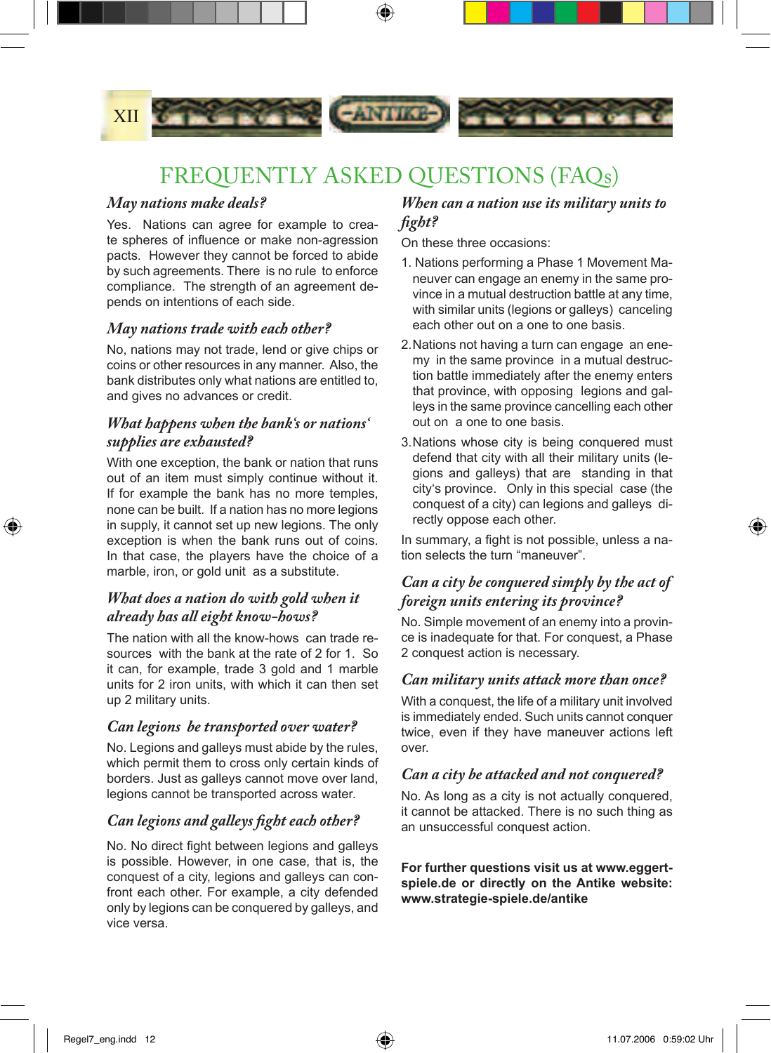# FREQUENTLY ASKED QUESTIONS (FAQs)

### *May nations make deals?*

Yes. Nations can agree for example to create spheres of influence or make non-agression pacts. However they cannot be forced to abide by such agreements. There is no rule to enforce compliance. The strength of an agreement depends on intentions of each side.

### *May nations trade with each other?*

No, nations may not trade, lend or give chips or coins or other resources in any manner. Also, the bank distributes only what nations are entitled to, and gives no advances or credit.

### *What happens when the bank's or nations' supplies are exhausted?*

With one exception, the bank or nation that runs out of an item must simply continue without it. If for example the bank has no more temples, none can be built. If a nation has no more legions in supply, it cannot set up new legions. The only exception is when the bank runs out of coins. In that case, the players have the choice of a marble, iron, or gold unit as a substitute.

### *What does a nation do with gold when it already has all eight know-hows?*

The nation with all the know-hows can trade resources with the bank at the rate of 2 for 1. So it can, for example, trade 3 gold and 1 marble units for 2 iron units, with which it can then set up 2 military units.

### *Can legions be transported over water?*

No. Legions and galleys must abide by the rules, which permit them to cross only certain kinds of borders. Just as galleys cannot move over land, legions cannot be transported across water.

### *Can legions and galleys fight each other?*

No. No direct fight between legions and galleys is possible. However, in one case, that is, the conquest of a city, legions and galleys can confront each other. For example, a city defended only by legions can be conquered by galleys, and vice versa.

### *When can a nation use its military units to fight?*

On these three occasions:

1. Nations performing a Phase 1 Movement Maneuver can engage an enemy in the same province in a mutual destruction battle at any time, with similar units (legions or galleys) canceling each other out on a one to one basis.
2. Nations not having a turn can engage an enemy in the same province in a mutual destruction battle immediately after the enemy enters that province, with opposing legions and galleys in the same province cancelling each other out on a one to one basis.
3. Nations whose city is being conquered must defend that city with all their military units (legions and galleys) that are standing in that city's province. Only in this special case (the conquest of a city) can legions and galleys directly oppose each other.

In summary, a fight is not possible, unless a nation selects the turn "maneuver".

### *Can a city be conquered simply by the act of foreign units entering its province?*

No. Simple movement of an enemy into a province is inadequate for that. For conquest, a Phase 2 conquest action is necessary.

### *Can military units attack more than once?*

With a conquest, the life of a military unit involved is immediately ended. Such units cannot conquer twice, even if they have maneuver actions left over.

### *Can a city be attacked and not conquered?*

No. As long as a city is not actually conquered, it cannot be attacked. There is no such thing as an unsuccessful conquest action.

**For further questions visit us at www.eggert-spiele.de or directly on the Antike website: www.strategie-spiele.de/antike**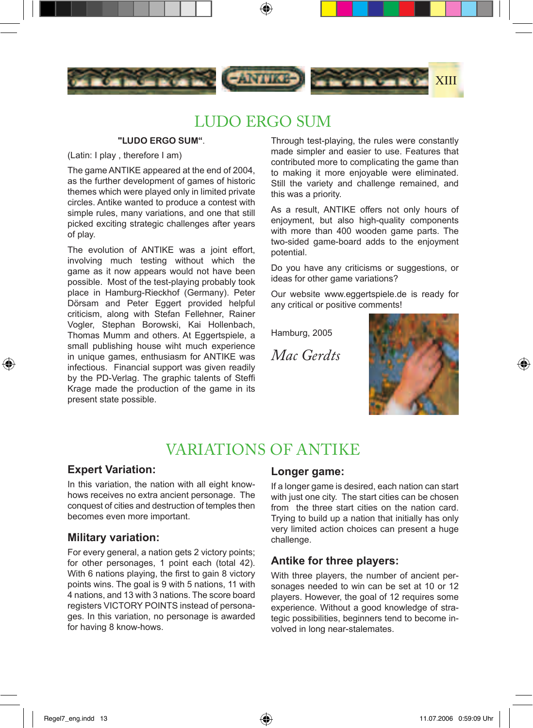# LUDO ERGO SUM

**"LUDO ERGO SUM“**.

(Latin: I play , therefore I am)

The game ANTIKE appeared at the end of 2004, as the further development of games of historic themes which were played only in limited private circles. Antike wanted to produce a contest with simple rules, many variations, and one that still picked exciting strategic challenges after years of play.

The evolution of ANTIKE was a joint effort, involving much testing without which the game as it now appears would not have been possible. Most of the test-playing probably took place in Hamburg-Rieckhof (Germany). Peter Dörsam and Peter Eggert provided helpful criticism, along with Stefan Fellehner, Rainer Vogler, Stephan Borowski, Kai Hollenbach, Thomas Mumm and others. At Eggertspiele, a small publishing house wiht much experience in unique games, enthusiasm for ANTIKE was infectious. Financial support was given readily by the PD-Verlag. The graphic talents of Steffi Krage made the production of the game in its present state possible.

Through test-playing, the rules were constantly made simpler and easier to use. Features that contributed more to complicating the game than to making it more enjoyable were eliminated. Still the variety and challenge remained, and this was a priority.

As a result, ANTIKE offers not only hours of enjoyment, but also high-quality components with more than 400 wooden game parts. The two-sided game-board adds to the enjoyment potential.

Do you have any criticisms or suggestions, or ideas for other game variations?

Our website www.eggertspiele.de is ready for any critical or positive comments!

Hamburg, 2005

*Mac Gerdts*

# VARIATIONS OF ANTIKE

## Expert Variation:

In this variation, the nation with all eight know-hows receives no extra ancient personage. The conquest of cities and destruction of temples then becomes even more important.

## Military variation:

For every general, a nation gets 2 victory points; for other personages, 1 point each (total 42). With 6 nations playing, the first to gain 8 victory points wins. The goal is 9 with 5 nations, 11 with 4 nations, and 13 with 3 nations. The score board registers VICTORY POINTS instead of personages. In this variation, no personage is awarded for having 8 know-hows.

## Longer game:

If a longer game is desired, each nation can start with just one city. The start cities can be chosen from the three start cities on the nation card. Trying to build up a nation that initially has only very limited action choices can present a huge challenge.

## Antike for three players:

With three players, the number of ancient personages needed to win can be set at 10 or 12 players. However, the goal of 12 requires some experience. Without a good knowledge of strategic possibilities, beginners tend to become involved in long near-stalemates.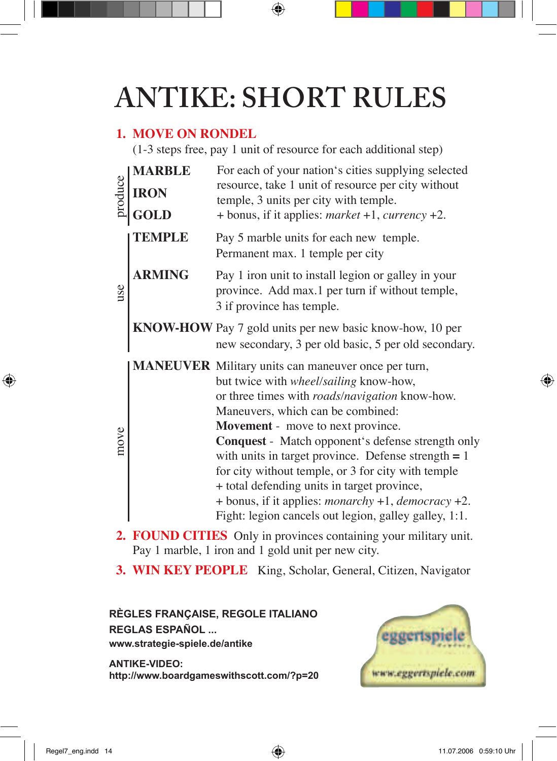# ANTIKE: SHORT RULES

## 1. MOVE ON RONDEL

(1-3 steps free, pay 1 unit of resource for each additional step)

| | | |
|---|---|---|
| produce | **MARBLE** **IRON** **GOLD** | For each of your nation's cities supplying selected resource, take 1 unit of resource per city without temple, 3 units per city with temple. + bonus, if it applies: *market* +1, *currency* +2. |
| use | **TEMPLE** | Pay 5 marble units for each new temple. Permanent max. 1 temple per city |
| | **ARMING** | Pay 1 iron unit to install legion or galley in your province. Add max.1 per turn if without temple, 3 if province has temple. |
| | **KNOW-HOW** | Pay 7 gold units per new basic know-how, 10 per new secondary, 3 per old basic, 5 per old secondary. |
| move | **MANEUVER** | Military units can maneuver once per turn, but twice with *wheel*/*sailing* know-how, or three times with *roads*/*navigation* know-how. Maneuvers, which can be combined: **Movement** - move to next province. **Conquest** - Match opponent's defense strength only with units in target province. Defense strength **=** 1 for city without temple, or 3 for city with temple + total defending units in target province, + bonus, if it applies: *monarchy* +1, *democracy* +2. Fight: legion cancels out legion, galley galley, 1:1. |

## 2. FOUND CITIES

Only in provinces containing your military unit. Pay 1 marble, 1 iron and 1 gold unit per new city.

## 3. WIN KEY PEOPLE

King, Scholar, General, Citizen, Navigator

**RÈGLES FRANÇAISE, REGOLE ITALIANO**
**REGLAS ESPAÑOL ...**
**www.strategie-spiele.de/antike**

**ANTIKE-VIDEO:**
**http://www.boardgameswithscott.com/?p=20**

eggertspiele
www.eggertspiele.com